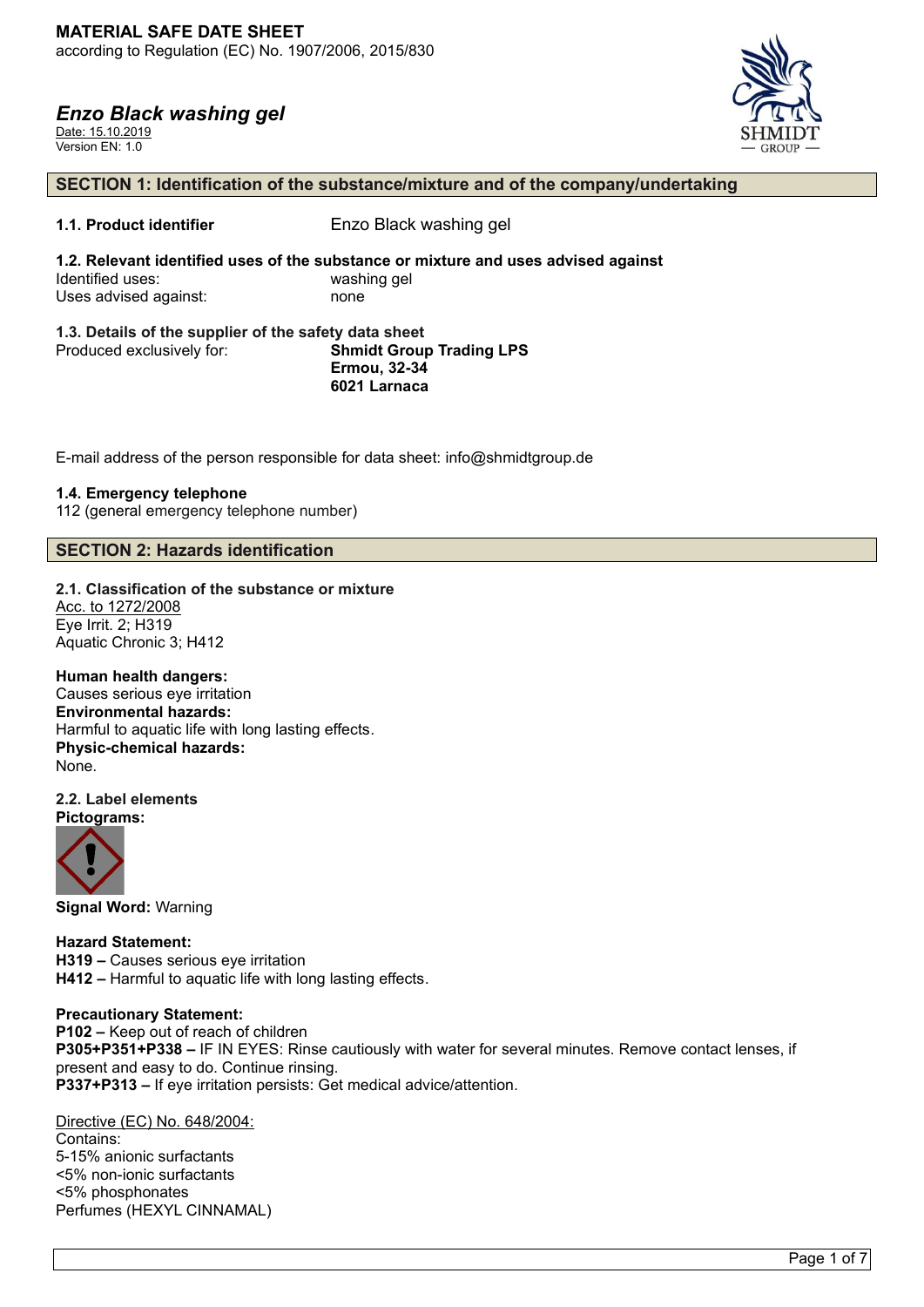# MATERIAL SAFE DATE SHEET

according to Regulation (EC) No. 1907/2006, 2015/830

## *Enzo Black washing gel*

Date: 15.10.2019
Version EN: 1.0

## SECTION 1: Identification of the substance/mixture and of the company/undertaking

**1.1. Product identifier** Enzo Black washing gel

**1.2. Relevant identified uses of the substance or mixture and uses advised against**

Identified uses: washing gel
Uses advised against: none

**1.3. Details of the supplier of the safety data sheet**

Produced exclusively for: **Shmidt Group Trading LPS**
**Ermou, 32-34**
**6021 Larnaca**

E-mail address of the person responsible for data sheet: info@shmidtgroup.de

**1.4. Emergency telephone**

112 (general emergency telephone number)

## SECTION 2: Hazards identification

**2.1. Classification of the substance or mixture**

Acc. to 1272/2008
Eye Irrit. 2; H319
Aquatic Chronic 3; H412

**Human health dangers:**
Causes serious eye irritation
**Environmental hazards:**
Harmful to aquatic life with long lasting effects.
**Physic-chemical hazards:**
None.

**2.2. Label elements**
**Pictograms:**

**Signal Word:** Warning

**Hazard Statement:**
**H319 –** Causes serious eye irritation
**H412 –** Harmful to aquatic life with long lasting effects.

**Precautionary Statement:**
**P102 –** Keep out of reach of children
**P305+P351+P338 –** IF IN EYES: Rinse cautiously with water for several minutes. Remove contact lenses, if present and easy to do. Continue rinsing.
**P337+P313 –** If eye irritation persists: Get medical advice/attention.

Directive (EC) No. 648/2004:
Contains:
5-15% anionic surfactants
<5% non-ionic surfactants
<5% phosphonates
Perfumes (HEXYL CINNAMAL)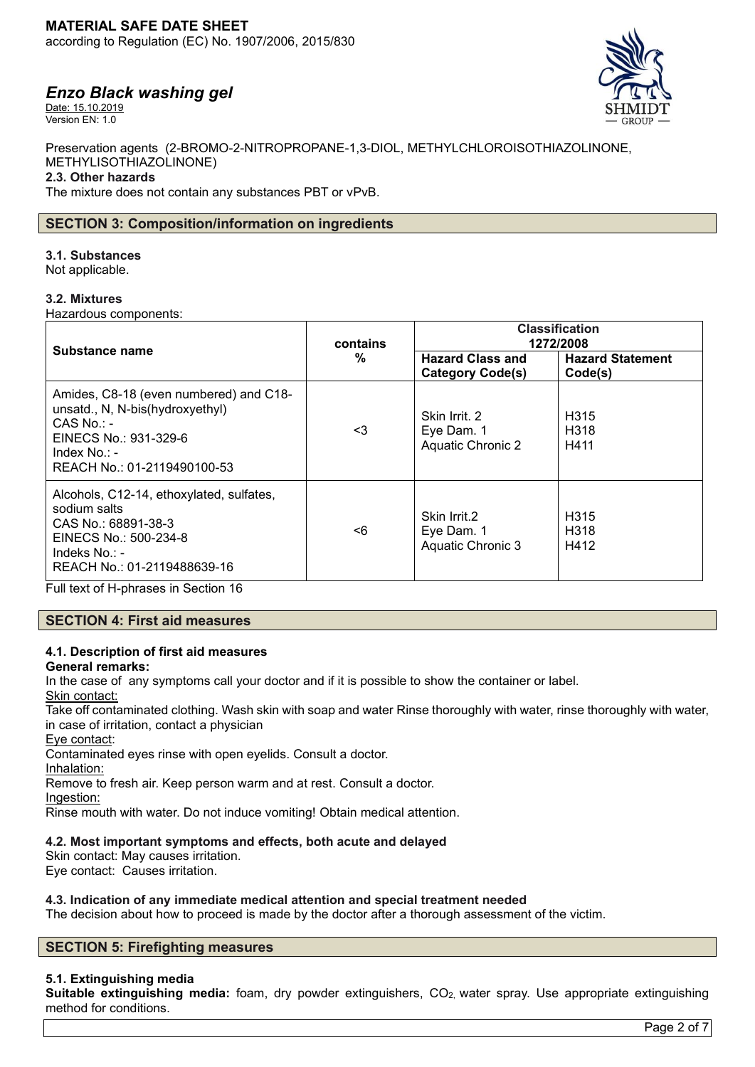Preservation agents (2-BROMO-2-NITROPROPANE-1,3-DIOL, METHYLCHLOROISOTHIAZOLINONE, METHYLISOTHIAZOLINONE)

**2.3. Other hazards**

The mixture does not contain any substances PBT or vPvB.

## SECTION 3: Composition/information on ingredients

**3.1. Substances**

Not applicable.

**3.2. Mixtures**

Hazardous components:

| Substance name | contains % | Classification 1272/2008 | |
|---|---|---|---|
| | | Hazard Class and Category Code(s) | Hazard Statement Code(s) |
| Amides, C8-18 (even numbered) and C18-unsatd., N, N-bis(hydroxyethyl)<br>CAS No.: -<br>EINECS No.: 931-329-6<br>Index No.: -<br>REACH No.: 01-2119490100-53 | <3 | Skin Irrit. 2<br>Eye Dam. 1<br>Aquatic Chronic 2 | H315<br>H318<br>H411 |
| Alcohols, C12-14, ethoxylated, sulfates, sodium salts<br>CAS No.: 68891-38-3<br>EINECS No.: 500-234-8<br>Indeks No.: -<br>REACH No.: 01-2119488639-16 | <6 | Skin Irrit.2<br>Eye Dam. 1<br>Aquatic Chronic 3 | H315<br>H318<br>H412 |

Full text of H-phrases in Section 16

## SECTION 4: First aid measures

**4.1. Description of first aid measures**

**General remarks:**

In the case of any symptoms call your doctor and if it is possible to show the container or label.

Skin contact:

Take off contaminated clothing. Wash skin with soap and water Rinse thoroughly with water, rinse thoroughly with water, in case of irritation, contact a physician

Eye contact:

Contaminated eyes rinse with open eyelids. Consult a doctor.

Inhalation:

Remove to fresh air. Keep person warm and at rest. Consult a doctor.

Ingestion:

Rinse mouth with water. Do not induce vomiting! Obtain medical attention.

**4.2. Most important symptoms and effects, both acute and delayed**

Skin contact: May causes irritation.

Eye contact: Causes irritation.

**4.3. Indication of any immediate medical attention and special treatment needed**

The decision about how to proceed is made by the doctor after a thorough assessment of the victim.

## SECTION 5: Firefighting measures

**5.1. Extinguishing media**

**Suitable extinguishing media:** foam, dry powder extinguishers, $CO_2$, water spray. Use appropriate extinguishing method for conditions.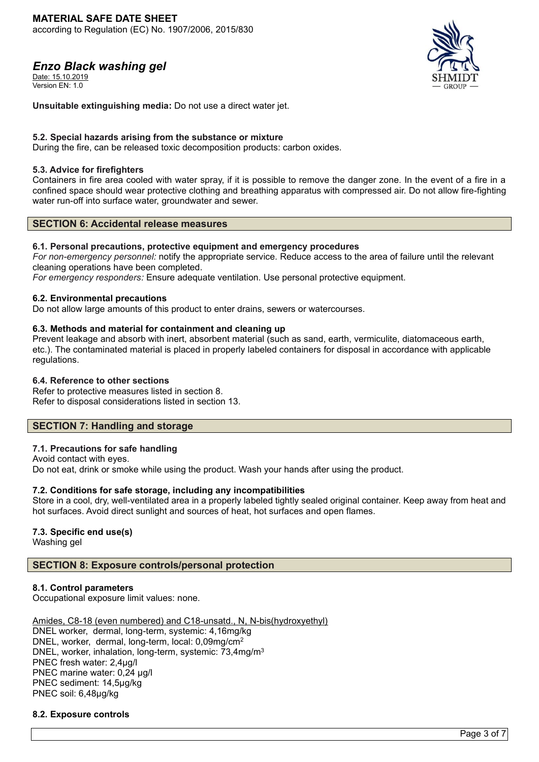**Unsuitable extinguishing media:** Do not use a direct water jet.

### 5.2. Special hazards arising from the substance or mixture

During the fire, can be released toxic decomposition products: carbon oxides.

### 5.3. Advice for firefighters

Containers in fire area cooled with water spray, if it is possible to remove the danger zone. In the event of a fire in a confined space should wear protective clothing and breathing apparatus with compressed air. Do not allow fire-fighting water run-off into surface water, groundwater and sewer.

## SECTION 6: Accidental release measures

### 6.1. Personal precautions, protective equipment and emergency procedures

*For non-emergency personnel:* notify the appropriate service. Reduce access to the area of failure until the relevant cleaning operations have been completed.

*For emergency responders:* Ensure adequate ventilation. Use personal protective equipment.

### 6.2. Environmental precautions

Do not allow large amounts of this product to enter drains, sewers or watercourses.

### 6.3. Methods and material for containment and cleaning up

Prevent leakage and absorb with inert, absorbent material (such as sand, earth, vermiculite, diatomaceous earth, etc.). The contaminated material is placed in properly labeled containers for disposal in accordance with applicable regulations.

### 6.4. Reference to other sections

Refer to protective measures listed in section 8.
Refer to disposal considerations listed in section 13.

## SECTION 7: Handling and storage

### 7.1. Precautions for safe handling

Avoid contact with eyes.
Do not eat, drink or smoke while using the product. Wash your hands after using the product.

### 7.2. Conditions for safe storage, including any incompatibilities

Store in a cool, dry, well-ventilated area in a properly labeled tightly sealed original container. Keep away from heat and hot surfaces. Avoid direct sunlight and sources of heat, hot surfaces and open flames.

### 7.3. Specific end use(s)

Washing gel

## SECTION 8: Exposure controls/personal protection

### 8.1. Control parameters

Occupational exposure limit values: none.

Amides, C8-18 (even numbered) and C18-unsatd., N, N-bis(hydroxyethyl)
DNEL worker, dermal, long-term, systemic: 4,16mg/kg
DNEL, worker, dermal, long-term, local: 0,09mg/cm$^2$
DNEL, worker, inhalation, long-term, systemic: 73,4mg/m$^3$
PNEC fresh water: 2,4μg/l
PNEC marine water: 0,24 μg/l
PNEC sediment: 14,5μg/kg
PNEC soil: 6,48μg/kg

### 8.2. Exposure controls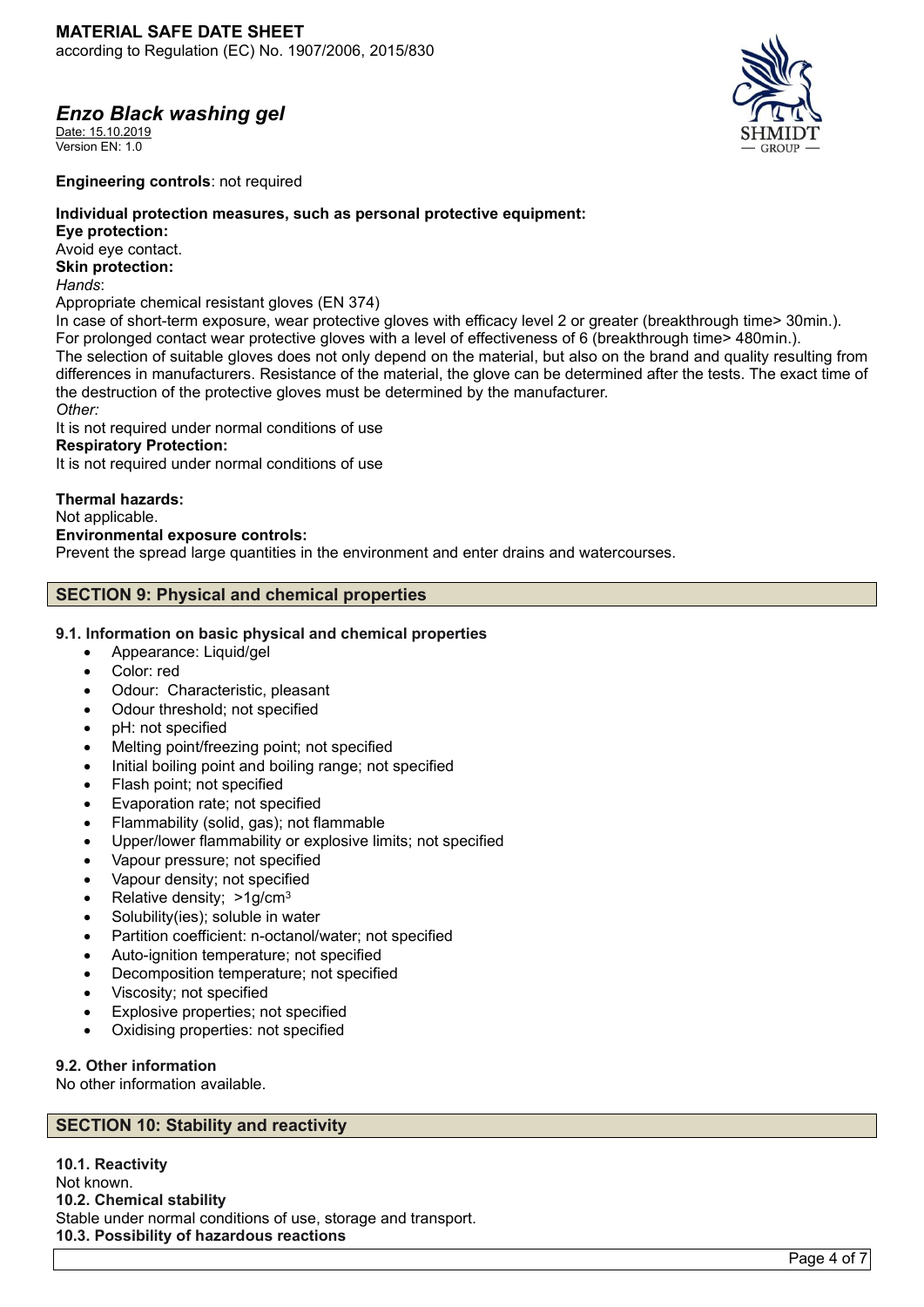**Engineering controls**: not required

**Individual protection measures, such as personal protective equipment:**
**Eye protection:**
Avoid eye contact.
**Skin protection:**
*Hands*:
Appropriate chemical resistant gloves (EN 374)
In case of short-term exposure, wear protective gloves with efficacy level 2 or greater (breakthrough time> 30min.).
For prolonged contact wear protective gloves with a level of effectiveness of 6 (breakthrough time> 480min.).
The selection of suitable gloves does not only depend on the material, but also on the brand and quality resulting from differences in manufacturers. Resistance of the material, the glove can be determined after the tests. The exact time of the destruction of the protective gloves must be determined by the manufacturer.
*Other:*
It is not required under normal conditions of use
**Respiratory Protection:**
It is not required under normal conditions of use

**Thermal hazards:**
Not applicable.
**Environmental exposure controls:**
Prevent the spread large quantities in the environment and enter drains and watercourses.

## SECTION 9: Physical and chemical properties

### 9.1. Information on basic physical and chemical properties

- Appearance: Liquid/gel
- Color: red
- Odour: Characteristic, pleasant
- Odour threshold; not specified
- pH: not specified
- Melting point/freezing point; not specified
- Initial boiling point and boiling range; not specified
- Flash point; not specified
- Evaporation rate; not specified
- Flammability (solid, gas); not flammable
- Upper/lower flammability or explosive limits; not specified
- Vapour pressure; not specified
- Vapour density; not specified
- Relative density; >1g/cm$^3$
- Solubility(ies); soluble in water
- Partition coefficient: n-octanol/water; not specified
- Auto-ignition temperature; not specified
- Decomposition temperature; not specified
- Viscosity; not specified
- Explosive properties; not specified
- Oxidising properties: not specified

### 9.2. Other information

No other information available.

## SECTION 10: Stability and reactivity

**10.1. Reactivity**
Not known.
**10.2. Chemical stability**
Stable under normal conditions of use, storage and transport.
**10.3. Possibility of hazardous reactions**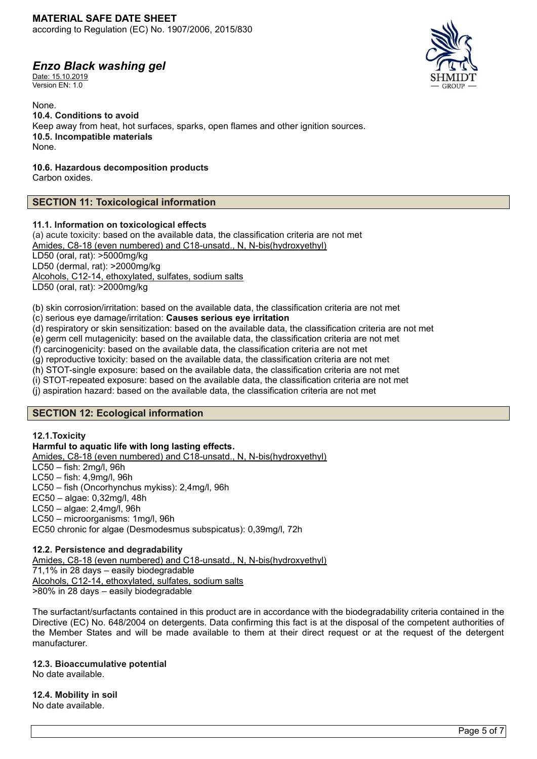None.

**10.4. Conditions to avoid**

Keep away from heat, hot surfaces, sparks, open flames and other ignition sources.

**10.5. Incompatible materials**

None.

**10.6. Hazardous decomposition products**

Carbon oxides.

## SECTION 11: Toxicological information

**11.1. Information on toxicological effects**

(a) acute toxicity: based on the available data, the classification criteria are not met

Amides, C8-18 (even numbered) and C18-unsatd., N, N-bis(hydroxyethyl)

LD50 (oral, rat): >5000mg/kg

LD50 (dermal, rat): >2000mg/kg

Alcohols, C12-14, ethoxylated, sulfates, sodium salts

LD50 (oral, rat): >2000mg/kg

(b) skin corrosion/irritation: based on the available data, the classification criteria are not met

(c) serious eye damage/irritation: **Causes serious eye irritation**

(d) respiratory or skin sensitization: based on the available data, the classification criteria are not met

(e) germ cell mutagenicity: based on the available data, the classification criteria are not met

(f) carcinogenicity: based on the available data, the classification criteria are not met

(g) reproductive toxicity: based on the available data, the classification criteria are not met

(h) STOT-single exposure: based on the available data, the classification criteria are not met

(i) STOT-repeated exposure: based on the available data, the classification criteria are not met

(j) aspiration hazard: based on the available data, the classification criteria are not met

## SECTION 12: Ecological information

**12.1.Toxicity**

**Harmful to aquatic life with long lasting effects.**

Amides, C8-18 (even numbered) and C18-unsatd., N, N-bis(hydroxyethyl)

LC50 – fish: 2mg/l, 96h

LC50 – fish: 4,9mg/l, 96h

LC50 – fish (Oncorhynchus mykiss): 2,4mg/l, 96h

EC50 – algae: 0,32mg/l, 48h

LC50 – algae: 2,4mg/l, 96h

LC50 – microorganisms: 1mg/l, 96h

EC50 chronic for algae (Desmodesmus subspicatus): 0,39mg/l, 72h

**12.2. Persistence and degradability**

Amides, C8-18 (even numbered) and C18-unsatd., N, N-bis(hydroxyethyl)

71,1% in 28 days – easily biodegradable

Alcohols, C12-14, ethoxylated, sulfates, sodium salts

>80% in 28 days – easily biodegradable

The surfactant/surfactants contained in this product are in accordance with the biodegradability criteria contained in the Directive (EC) No. 648/2004 on detergents. Data confirming this fact is at the disposal of the competent authorities of the Member States and will be made available to them at their direct request or at the request of the detergent manufacturer.

**12.3. Bioaccumulative potential**

No date available.

**12.4. Mobility in soil**

No date available.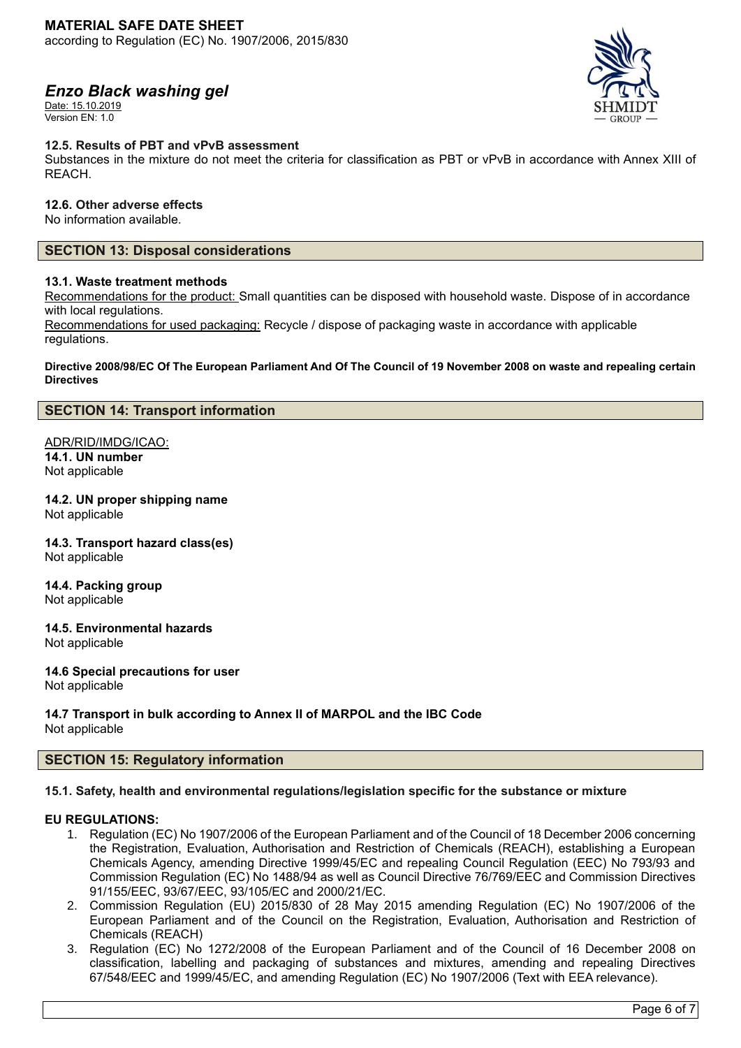#### 12.5. Results of PBT and vPvB assessment

Substances in the mixture do not meet the criteria for classification as PBT or vPvB in accordance with Annex XIII of REACH.

#### 12.6. Other adverse effects

No information available.

## SECTION 13: Disposal considerations

#### 13.1. Waste treatment methods

Recommendations for the product: Small quantities can be disposed with household waste. Dispose of in accordance with local regulations.

Recommendations for used packaging: Recycle / dispose of packaging waste in accordance with applicable regulations.

**Directive 2008/98/EC Of The European Parliament And Of The Council of 19 November 2008 on waste and repealing certain Directives**

## SECTION 14: Transport information

ADR/RID/IMDG/ICAO:

**14.1. UN number**
Not applicable

**14.2. UN proper shipping name**
Not applicable

**14.3. Transport hazard class(es)**
Not applicable

**14.4. Packing group**
Not applicable

**14.5. Environmental hazards**
Not applicable

**14.6 Special precautions for user**
Not applicable

**14.7 Transport in bulk according to Annex II of MARPOL and the IBC Code**
Not applicable

## SECTION 15: Regulatory information

#### 15.1. Safety, health and environmental regulations/legislation specific for the substance or mixture

**EU REGULATIONS:**

1. Regulation (EC) No 1907/2006 of the European Parliament and of the Council of 18 December 2006 concerning the Registration, Evaluation, Authorisation and Restriction of Chemicals (REACH), establishing a European Chemicals Agency, amending Directive 1999/45/EC and repealing Council Regulation (EEC) No 793/93 and Commission Regulation (EC) No 1488/94 as well as Council Directive 76/769/EEC and Commission Directives 91/155/EEC, 93/67/EEC, 93/105/EC and 2000/21/EC.
2. Commission Regulation (EU) 2015/830 of 28 May 2015 amending Regulation (EC) No 1907/2006 of the European Parliament and of the Council on the Registration, Evaluation, Authorisation and Restriction of Chemicals (REACH)
3. Regulation (EC) No 1272/2008 of the European Parliament and of the Council of 16 December 2008 on classification, labelling and packaging of substances and mixtures, amending and repealing Directives 67/548/EEC and 1999/45/EC, and amending Regulation (EC) No 1907/2006 (Text with EEA relevance).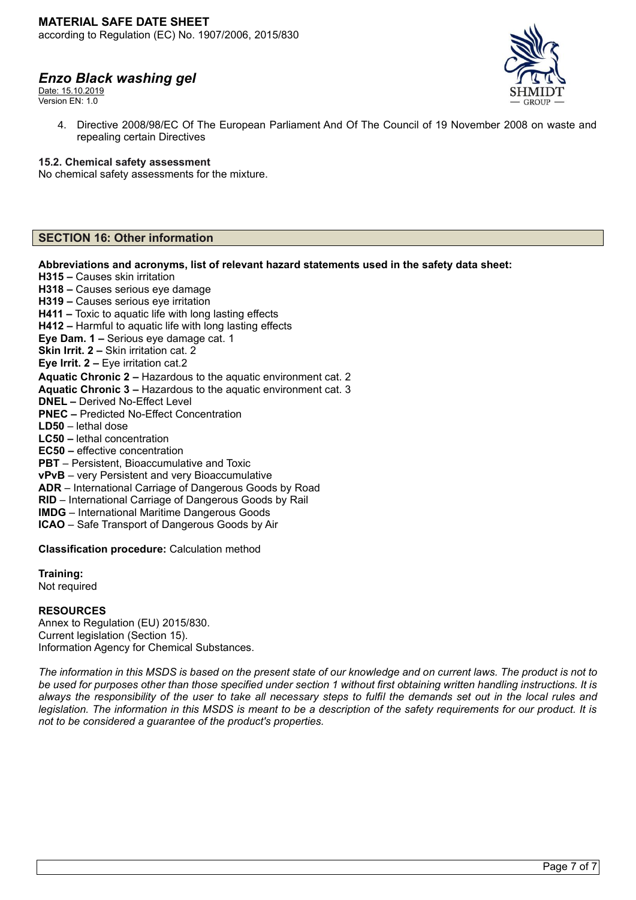4. Directive 2008/98/EC Of The European Parliament And Of The Council of 19 November 2008 on waste and repealing certain Directives

**15.2. Chemical safety assessment**

No chemical safety assessments for the mixture.

## SECTION 16: Other information

**Abbreviations and acronyms, list of relevant hazard statements used in the safety data sheet:**

**H315 –** Causes skin irritation
**H318 –** Causes serious eye damage
**H319 –** Causes serious eye irritation
**H411 –** Toxic to aquatic life with long lasting effects
**H412 –** Harmful to aquatic life with long lasting effects
**Eye Dam. 1 –** Serious eye damage cat. 1
**Skin Irrit. 2 –** Skin irritation cat. 2
**Eye Irrit. 2 –** Eye irritation cat.2
**Aquatic Chronic 2 –** Hazardous to the aquatic environment cat. 2
**Aquatic Chronic 3 –** Hazardous to the aquatic environment cat. 3
**DNEL –** Derived No-Effect Level
**PNEC –** Predicted No-Effect Concentration
**LD50** – lethal dose
**LC50 –** lethal concentration
**EC50 –** effective concentration
**PBT** – Persistent, Bioaccumulative and Toxic
**vPvB** – very Persistent and very Bioaccumulative
**ADR** – International Carriage of Dangerous Goods by Road
**RID** – International Carriage of Dangerous Goods by Rail
**IMDG** – International Maritime Dangerous Goods
**ICAO** – Safe Transport of Dangerous Goods by Air

**Classification procedure:** Calculation method

**Training:**
Not required

**RESOURCES**
Annex to Regulation (EU) 2015/830.
Current legislation (Section 15).
Information Agency for Chemical Substances.

*The information in this MSDS is based on the present state of our knowledge and on current laws. The product is not to be used for purposes other than those specified under section 1 without first obtaining written handling instructions. It is always the responsibility of the user to take all necessary steps to fulfil the demands set out in the local rules and legislation. The information in this MSDS is meant to be a description of the safety requirements for our product. It is not to be considered a guarantee of the product's properties.*